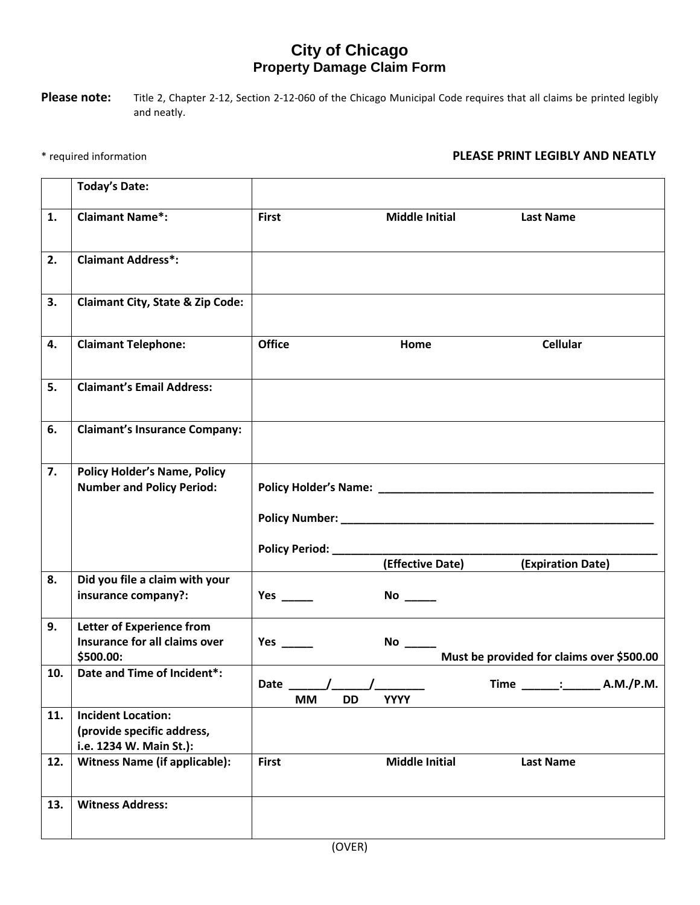# City of Chicago
## Property Damage Claim Form

**Please note:** Title 2, Chapter 2-12, Section 2-12-060 of the Chicago Municipal Code requires that all claims be printed legibly and neatly.

\* required information **PLEASE PRINT LEGIBLY AND NEATLY**

| | | |
|---|---|---|
| | **Today's Date:** | |
| **1.** | **Claimant Name\*:** | **First** **Middle Initial** **Last Name** |
| **2.** | **Claimant Address\*:** | |
| **3.** | **Claimant City, State & Zip Code:** | |
| **4.** | **Claimant Telephone:** | **Office** **Home** **Cellular** |
| **5.** | **Claimant's Email Address:** | |
| **6.** | **Claimant's Insurance Company:** | |
| **7.** | **Policy Holder's Name, Policy Number and Policy Period:** | **Policy Holder's Name:** ____________________ <br> **Policy Number:** ____________________ <br> **Policy Period:** ____________________ <br> **(Effective Date)** **(Expiration Date)** |
| **8.** | **Did you file a claim with your insurance company?:** | **Yes** _____ **No** _____ |
| **9.** | **Letter of Experience from Insurance for all claims over $500.00:** | **Yes** _____ **No** _____ <br> **Must be provided for claims over $500.00** |
| **10.** | **Date and Time of Incident\*:** | **Date** ______/______/________ **Time** ______:______ **A.M./P.M.** <br> **MM** **DD** **YYYY** |
| **11.** | **Incident Location: (provide specific address, i.e. 1234 W. Main St.):** | |
| **12.** | **Witness Name (if applicable):** | **First** **Middle Initial** **Last Name** |
| **13.** | **Witness Address:** | |

(OVER)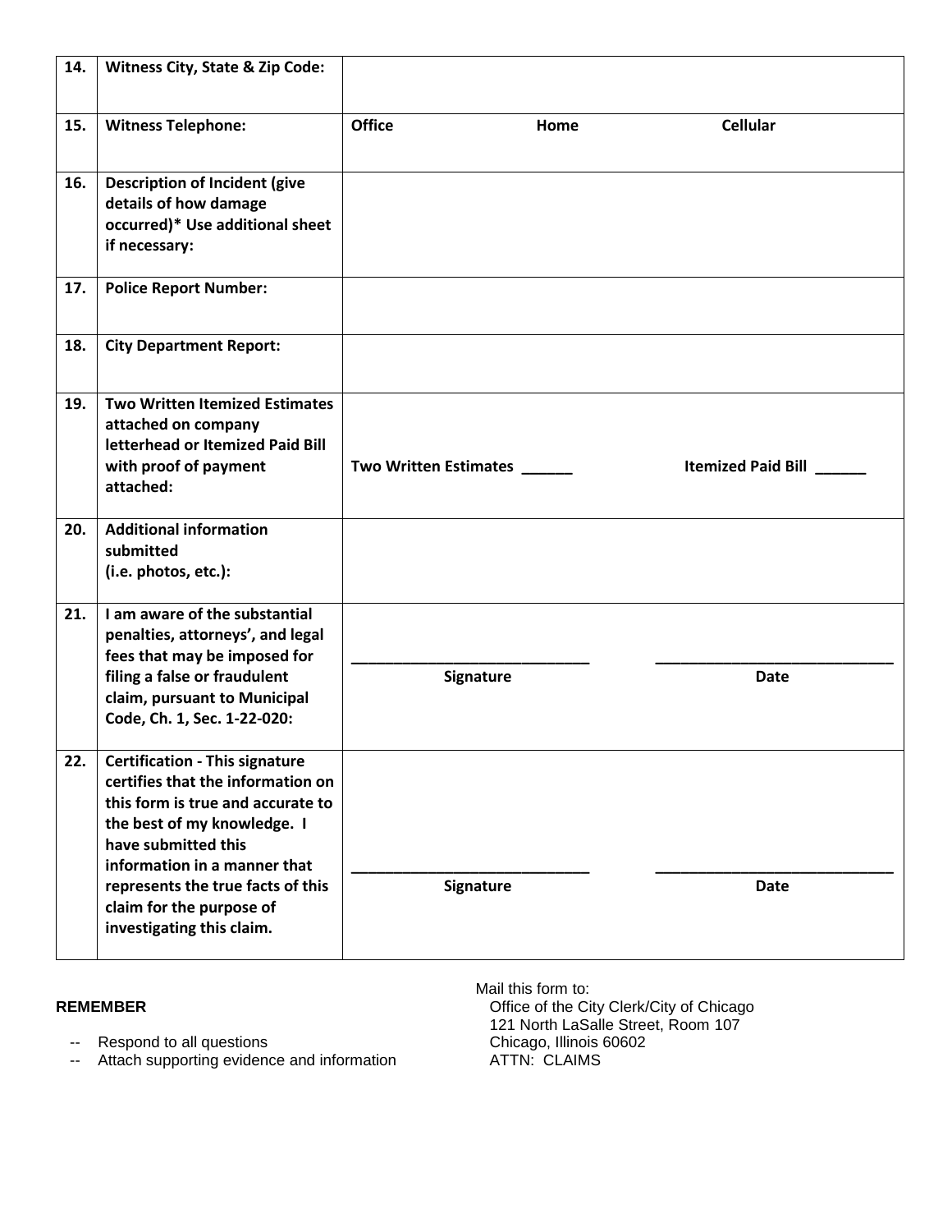| | | |
|---|---|---|
| 14. | **Witness City, State & Zip Code:** | |
| 15. | **Witness Telephone:** | **Office** **Home** **Cellular** |
| 16. | **Description of Incident (give details of how damage occurred)* Use additional sheet if necessary:** | |
| 17. | **Police Report Number:** | |
| 18. | **City Department Report:** | |
| 19. | **Two Written Itemized Estimates attached on company letterhead or Itemized Paid Bill with proof of payment attached:** | **Two Written Estimates ______** **Itemized Paid Bill ______** |
| 20. | **Additional information submitted (i.e. photos, etc.):** | |
| 21. | **I am aware of the substantial penalties, attorneys', and legal fees that may be imposed for filing a false or fraudulent claim, pursuant to Municipal Code, Ch. 1, Sec. 1-22-020:** | ____________________________ **Signature** ____________________________ **Date** |
| 22. | **Certification - This signature certifies that the information on this form is true and accurate to the best of my knowledge. I have submitted this information in a manner that represents the true facts of this claim for the purpose of investigating this claim.** | ____________________________ **Signature** ____________________________ **Date** |

**REMEMBER**

- -- Respond to all questions
- -- Attach supporting evidence and information

Mail this form to:
Office of the City Clerk/City of Chicago
121 North LaSalle Street, Room 107
Chicago, Illinois 60602
ATTN: CLAIMS